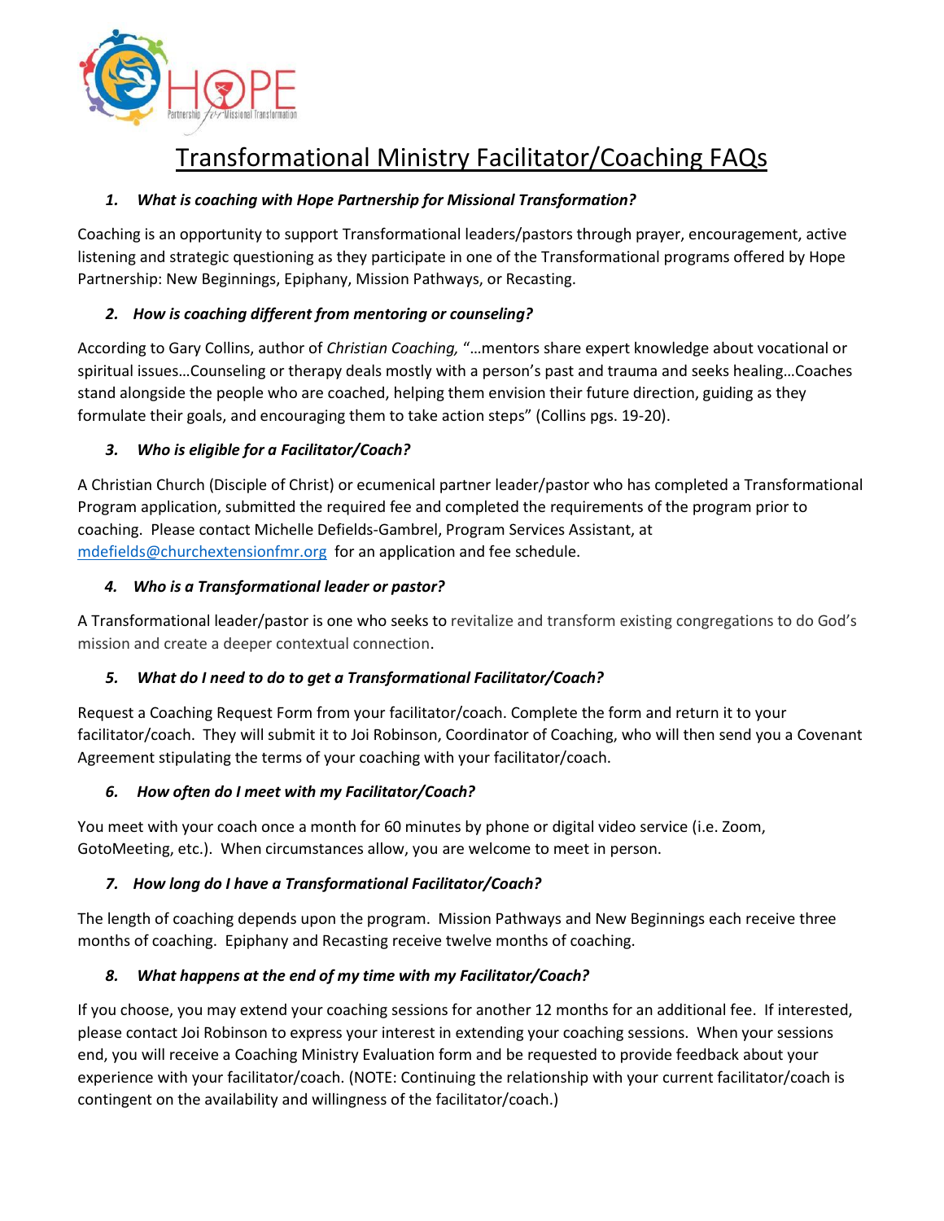# Transformational Ministry Facilitator/Coaching FAQs

1. ***What is coaching with Hope Partnership for Missional Transformation?***

Coaching is an opportunity to support Transformational leaders/pastors through prayer, encouragement, active listening and strategic questioning as they participate in one of the Transformational programs offered by Hope Partnership: New Beginnings, Epiphany, Mission Pathways, or Recasting.

2. ***How is coaching different from mentoring or counseling?***

According to Gary Collins, author of *Christian Coaching,* "…mentors share expert knowledge about vocational or spiritual issues…Counseling or therapy deals mostly with a person's past and trauma and seeks healing…Coaches stand alongside the people who are coached, helping them envision their future direction, guiding as they formulate their goals, and encouraging them to take action steps" (Collins pgs. 19-20).

3. ***Who is eligible for a Facilitator/Coach?***

A Christian Church (Disciple of Christ) or ecumenical partner leader/pastor who has completed a Transformational Program application, submitted the required fee and completed the requirements of the program prior to coaching. Please contact Michelle Defields-Gambrel, Program Services Assistant, at mdefields@churchextensionfmr.org for an application and fee schedule.

4. ***Who is a Transformational leader or pastor?***

A Transformational leader/pastor is one who seeks to revitalize and transform existing congregations to do God's mission and create a deeper contextual connection.

5. ***What do I need to do to get a Transformational Facilitator/Coach?***

Request a Coaching Request Form from your facilitator/coach. Complete the form and return it to your facilitator/coach. They will submit it to Joi Robinson, Coordinator of Coaching, who will then send you a Covenant Agreement stipulating the terms of your coaching with your facilitator/coach.

6. ***How often do I meet with my Facilitator/Coach?***

You meet with your coach once a month for 60 minutes by phone or digital video service (i.e. Zoom, GotoMeeting, etc.). When circumstances allow, you are welcome to meet in person.

7. ***How long do I have a Transformational Facilitator/Coach?***

The length of coaching depends upon the program. Mission Pathways and New Beginnings each receive three months of coaching. Epiphany and Recasting receive twelve months of coaching.

8. ***What happens at the end of my time with my Facilitator/Coach?***

If you choose, you may extend your coaching sessions for another 12 months for an additional fee. If interested, please contact Joi Robinson to express your interest in extending your coaching sessions. When your sessions end, you will receive a Coaching Ministry Evaluation form and be requested to provide feedback about your experience with your facilitator/coach. (NOTE: Continuing the relationship with your current facilitator/coach is contingent on the availability and willingness of the facilitator/coach.)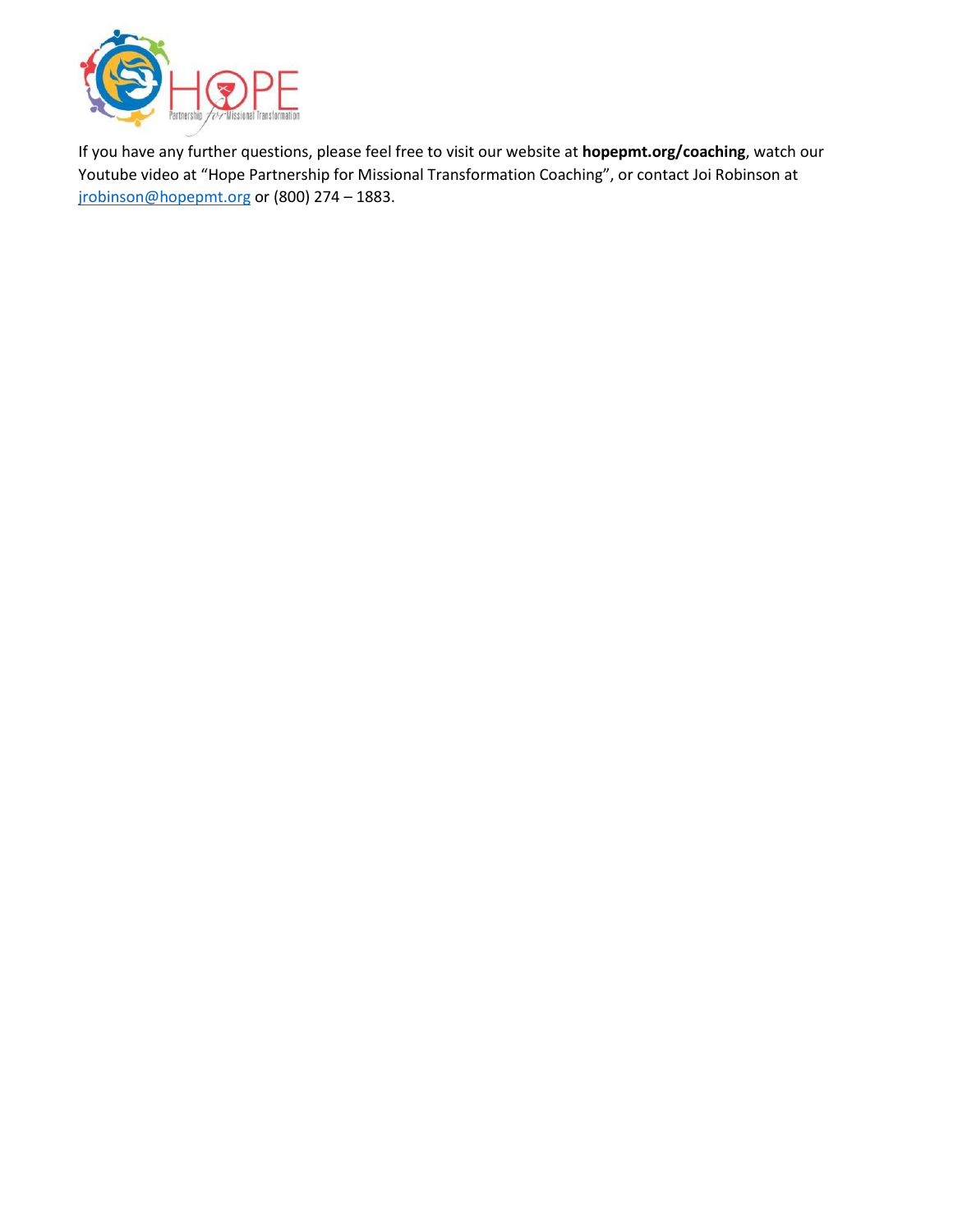If you have any further questions, please feel free to visit our website at **hopepmt.org/coaching**, watch our Youtube video at "Hope Partnership for Missional Transformation Coaching", or contact Joi Robinson at [jrobinson@hopepmt.org](mailto:jrobinson@hopepmt.org) or (800) 274 – 1883.